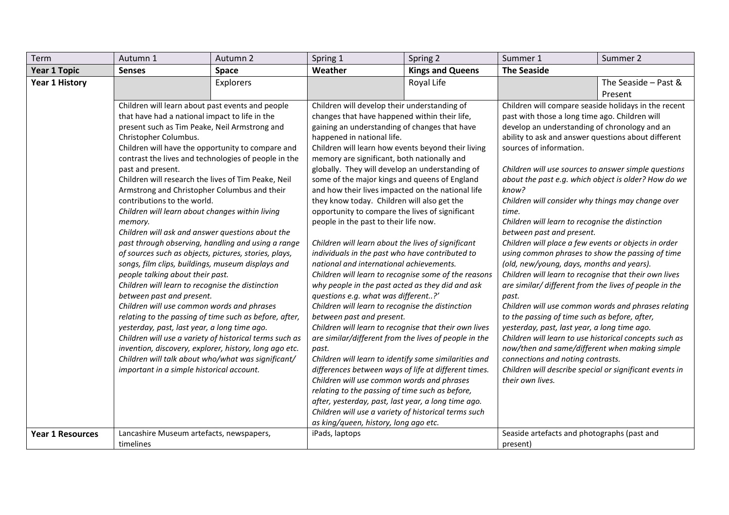| Term | Autumn 1 | Autumn 2 | Spring 1 | Spring 2 | Summer 1 | Summer 2 |
|---|---|---|---|---|---|---|
| **Year 1 Topic** | **Senses** | **Space** | **Weather** | **Kings and Queens** | **The Seaside** | |
| **Year 1 History** | | Explorers | | Royal Life | | The Seaside – Past & Present |
| | Children will learn about past events and people that have had a national impact to life in the present such as Tim Peake, Neil Armstrong and Christopher Columbus.<br>Children will have the opportunity to compare and contrast the lives and technologies of people in the past and present.<br>Children will research the lives of Tim Peake, Neil Armstrong and Christopher Columbus and their contributions to the world.<br>*Children will learn about changes within living memory.*<br>*Children will ask and answer questions about the past through observing, handling and using a range of sources such as objects, pictures, stories, plays, songs, film clips, buildings, museum displays and people talking about their past.*<br>*Children will learn to recognise the distinction between past and present.*<br>*Children will use common words and phrases relating to the passing of time such as before, after, yesterday, past, last year, a long time ago.*<br>*Children will use a variety of historical terms such as invention, discovery, explorer, history, long ago etc.*<br>*Children will talk about who/what was significant/ important in a simple historical account.* | | Children will develop their understanding of changes that have happened within their life, gaining an understanding of changes that have happened in national life.<br>Children will learn how events beyond their living memory are significant, both nationally and globally. They will develop an understanding of some of the major kings and queens of England and how their lives impacted on the national life they know today. Children will also get the opportunity to compare the lives of significant people in the past to their life now.<br><br>*Children will learn about the lives of significant individuals in the past who have contributed to national and international achievements.*<br>*Children will learn to recognise some of the reasons why people in the past acted as they did and ask questions e.g. what was different..?'*<br>*Children will learn to recognise the distinction between past and present.*<br>*Children will learn to recognise that their own lives are similar/different from the lives of people in the past.*<br>*Children will learn to identify some similarities and differences between ways of life at different times.*<br>*Children will use common words and phrases relating to the passing of time such as before, after, yesterday, past, last year, a long time ago.*<br>*Children will use a variety of historical terms such as king/queen, history, long ago etc.* | | Children will compare seaside holidays in the recent past with those a long time ago. Children will develop an understanding of chronology and an ability to ask and answer questions about different sources of information.<br><br>*Children will use sources to answer simple questions about the past e.g. which object is older? How do we know?*<br>*Children will consider why things may change over time.*<br>*Children will learn to recognise the distinction between past and present.*<br>*Children will place a few events or objects in order using common phrases to show the passing of time (old, new/young, days, months and years).*<br>*Children will learn to recognise that their own lives are similar/ different from the lives of people in the past.*<br>*Children will use common words and phrases relating to the passing of time such as before, after, yesterday, past, last year, a long time ago.*<br>*Children will learn to use historical concepts such as now/then and same/different when making simple connections and noting contrasts.*<br>*Children will describe special or significant events in their own lives.* | |
| **Year 1 Resources** | Lancashire Museum artefacts, newspapers, timelines | | iPads, laptops | | Seaside artefacts and photographs (past and present) | |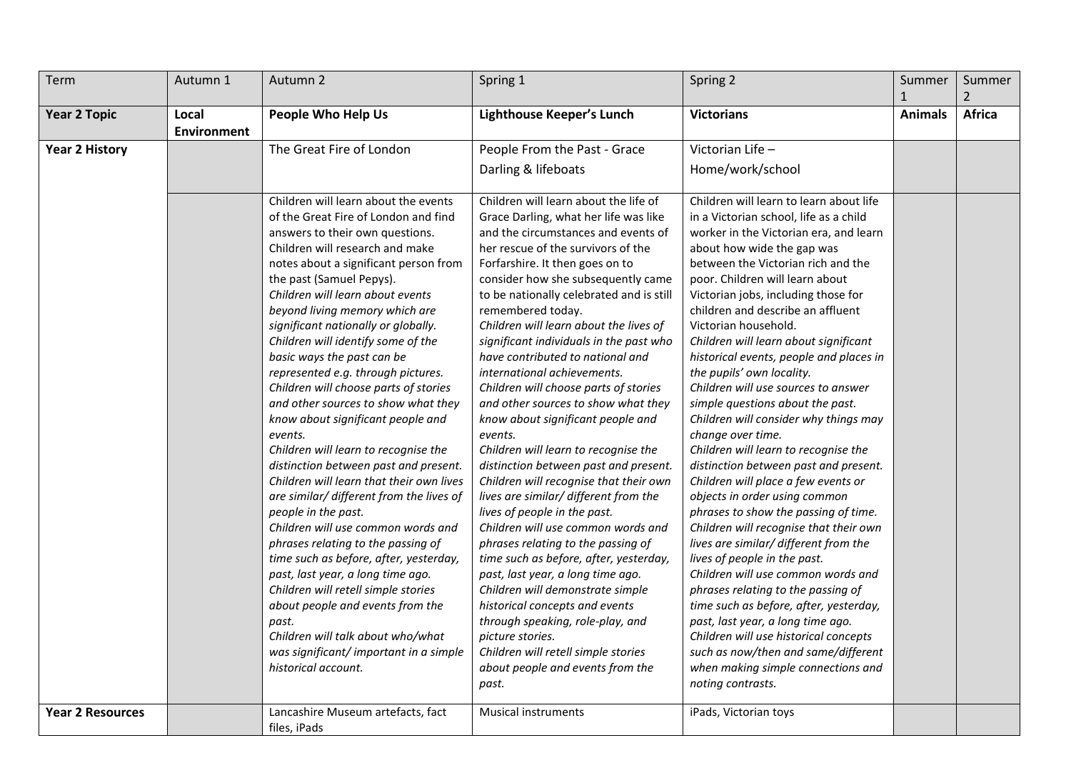| Term | Autumn 1 | Autumn 2 | Spring 1 | Spring 2 | Summer 1 | Summer 2 |
|---|---|---|---|---|---|---|
| **Year 2 Topic** | **Local Environment** | **People Who Help Us** | **Lighthouse Keeper's Lunch** | **Victorians** | **Animals** | **Africa** |
| **Year 2 History** | | The Great Fire of London | People From the Past - Grace Darling & lifeboats | Victorian Life – Home/work/school | | |
| | | Children will learn about the events of the Great Fire of London and find answers to their own questions. Children will research and make notes about a significant person from the past (Samuel Pepys). *Children will learn about events beyond living memory which are significant nationally or globally.* *Children will identify some of the basic ways the past can be represented e.g. through pictures.* *Children will choose parts of stories and other sources to show what they know about significant people and events.* *Children will learn to recognise the distinction between past and present.* *Children will learn that their own lives are similar/ different from the lives of people in the past.* *Children will use common words and phrases relating to the passing of time such as before, after, yesterday, past, last year, a long time ago.* *Children will retell simple stories about people and events from the past.* *Children will talk about who/what was significant/ important in a simple historical account.* | Children will learn about the life of Grace Darling, what her life was like and the circumstances and events of her rescue of the survivors of the Forfarshire. It then goes on to consider how she subsequently came to be nationally celebrated and is still remembered today. *Children will learn about the lives of significant individuals in the past who have contributed to national and international achievements.* *Children will choose parts of stories and other sources to show what they know about significant people and events.* *Children will learn to recognise the distinction between past and present.* *Children will recognise that their own lives are similar/ different from the lives of people in the past.* *Children will use common words and phrases relating to the passing of time such as before, after, yesterday, past, last year, a long time ago.* *Children will demonstrate simple historical concepts and events through speaking, role-play, and picture stories.* *Children will retell simple stories about people and events from the past.* | Children will learn to learn about life in a Victorian school, life as a child worker in the Victorian era, and learn about how wide the gap was between the Victorian rich and the poor. Children will learn about Victorian jobs, including those for children and describe an affluent Victorian household. *Children will learn about significant historical events, people and places in the pupils' own locality.* *Children will use sources to answer simple questions about the past.* *Children will consider why things may change over time.* *Children will learn to recognise the distinction between past and present.* *Children will place a few events or objects in order using common phrases to show the passing of time.* *Children will recognise that their own lives are similar/ different from the lives of people in the past.* *Children will use common words and phrases relating to the passing of time such as before, after, yesterday, past, last year, a long time ago.* *Children will use historical concepts such as now/then and same/different when making simple connections and noting contrasts.* | | |
| **Year 2 Resources** | | Lancashire Museum artefacts, fact files, iPads | Musical instruments | iPads, Victorian toys | | |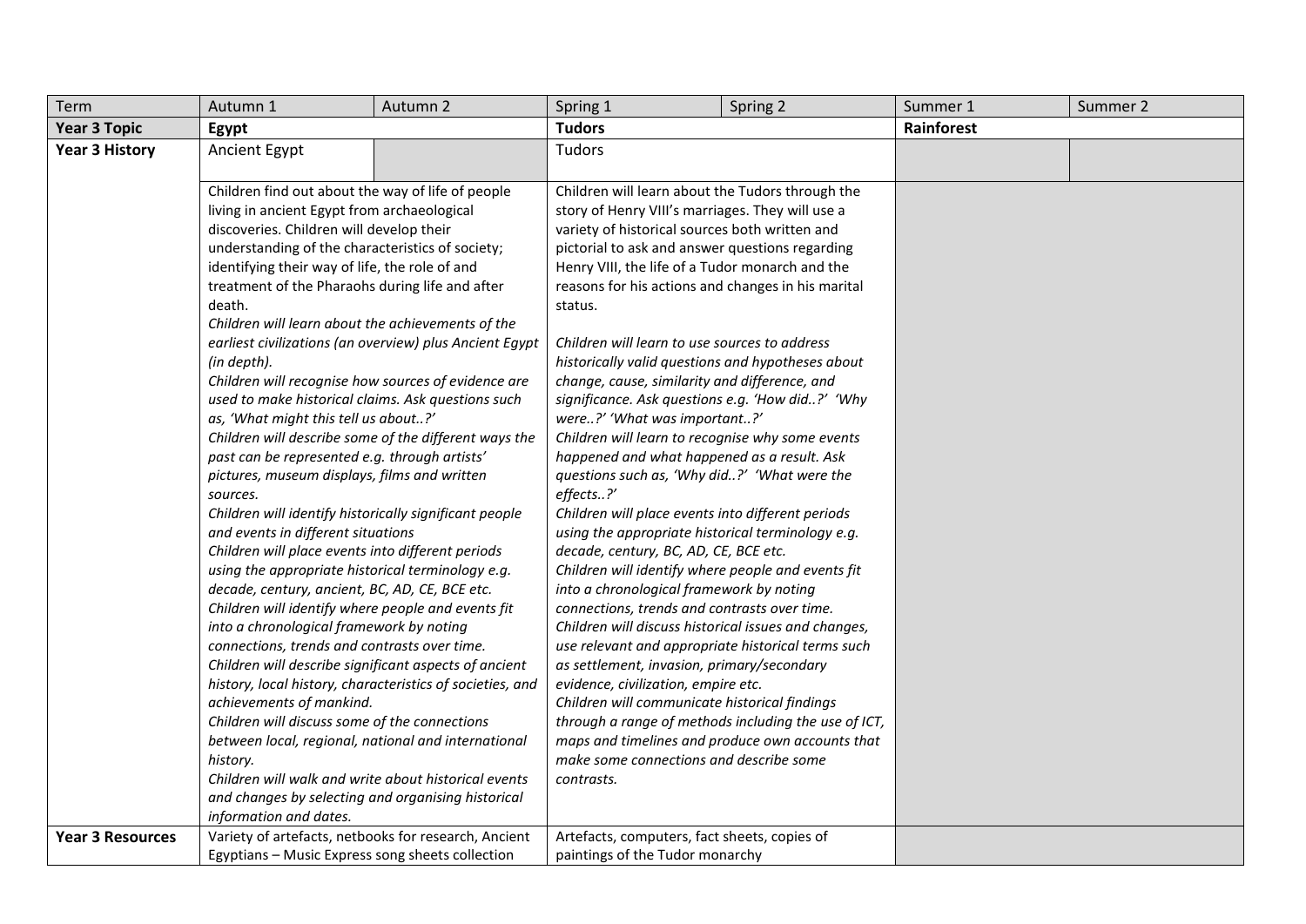| Term | Autumn 1 | Autumn 2 | Spring 1 | Spring 2 | Summer 1 | Summer 2 |
|---|---|---|---|---|---|---|
| **Year 3 Topic** | **Egypt** | | **Tudors** | | **Rainforest** | |
| **Year 3 History** | Ancient Egypt | | Tudors | | | |
| | Children find out about the way of life of people living in ancient Egypt from archaeological discoveries. Children will develop their understanding of the characteristics of society; identifying their way of life, the role of and treatment of the Pharaohs during life and after death.<br>*Children will learn about the achievements of the earliest civilizations (an overview) plus Ancient Egypt (in depth).*<br>*Children will recognise how sources of evidence are used to make historical claims. Ask questions such as, 'What might this tell us about..?'*<br>*Children will describe some of the different ways the past can be represented e.g. through artists' pictures, museum displays, films and written sources.*<br>*Children will identify historically significant people and events in different situations*<br>*Children will place events into different periods using the appropriate historical terminology e.g. decade, century, ancient, BC, AD, CE, BCE etc.*<br>*Children will identify where people and events fit into a chronological framework by noting connections, trends and contrasts over time.*<br>*Children will describe significant aspects of ancient history, local history, characteristics of societies, and achievements of mankind.*<br>*Children will discuss some of the connections between local, regional, national and international history.*<br>*Children will walk and write about historical events and changes by selecting and organising historical information and dates.* | | Children will learn about the Tudors through the story of Henry VIII's marriages. They will use a variety of historical sources both written and pictorial to ask and answer questions regarding Henry VIII, the life of a Tudor monarch and the reasons for his actions and changes in his marital status.<br><br>*Children will learn to use sources to address historically valid questions and hypotheses about change, cause, similarity and difference, and significance. Ask questions e.g. 'How did..?' 'Why were..?' 'What was important..?'*<br>*Children will learn to recognise why some events happened and what happened as a result. Ask questions such as, 'Why did..?' 'What were the effects..?'*<br>*Children will place events into different periods using the appropriate historical terminology e.g. decade, century, BC, AD, CE, BCE etc.*<br>*Children will identify where people and events fit into a chronological framework by noting connections, trends and contrasts over time.*<br>*Children will discuss historical issues and changes, use relevant and appropriate historical terms such as settlement, invasion, primary/secondary evidence, civilization, empire etc.*<br>*Children will communicate historical findings through a range of methods including the use of ICT, maps and timelines and produce own accounts that make some connections and describe some contrasts.* | | | |
| **Year 3 Resources** | Variety of artefacts, netbooks for research, Ancient Egyptians – Music Express song sheets collection | | Artefacts, computers, fact sheets, copies of paintings of the Tudor monarchy | | | |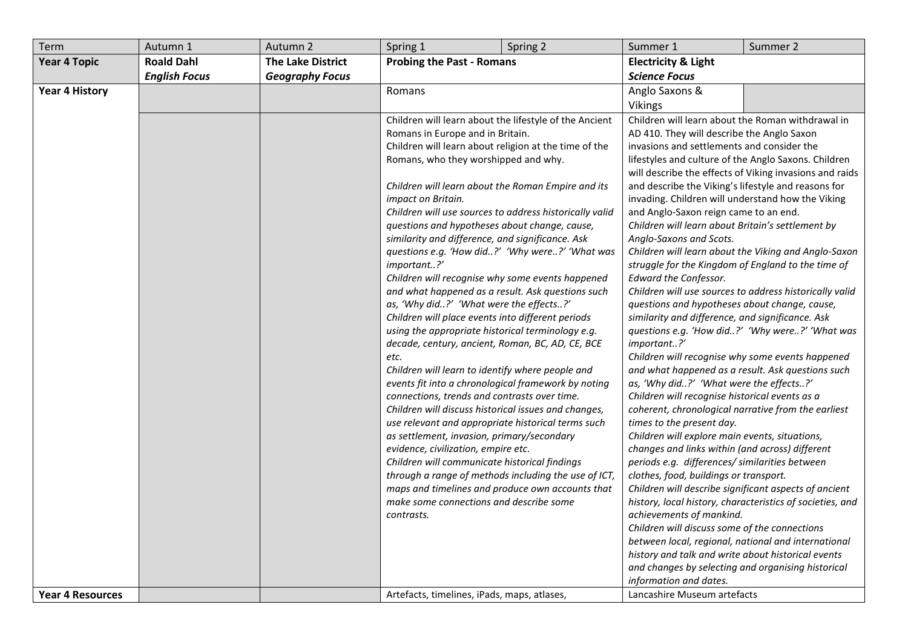| Term | Autumn 1 | Autumn 2 | Spring 1 | Spring 2 | Summer 1 | Summer 2 |
|---|---|---|---|---|---|---|
| **Year 4 Topic** | **Roald Dahl** ***English Focus*** | **The Lake District** ***Geography Focus*** | **Probing the Past - Romans** | | **Electricity & Light** ***Science Focus*** | |
| **Year 4 History** | | | Romans | | Anglo Saxons & Vikings | |
| | | | Children will learn about the lifestyle of the Ancient Romans in Europe and in Britain.<br>Children will learn about religion at the time of the Romans, who they worshipped and why.<br><br>*Children will learn about the Roman Empire and its impact on Britain.*<br>*Children will use sources to address historically valid questions and hypotheses about change, cause, similarity and difference, and significance. Ask questions e.g. 'How did..?' 'Why were..?' 'What was important..?'*<br>*Children will recognise why some events happened and what happened as a result. Ask questions such as, 'Why did..?' 'What were the effects..?'*<br>*Children will place events into different periods using the appropriate historical terminology e.g. decade, century, ancient, Roman, BC, AD, CE, BCE etc.*<br>*Children will learn to identify where people and events fit into a chronological framework by noting connections, trends and contrasts over time.*<br>*Children will discuss historical issues and changes, use relevant and appropriate historical terms such as settlement, invasion, primary/secondary evidence, civilization, empire etc.*<br>*Children will communicate historical findings through a range of methods including the use of ICT, maps and timelines and produce own accounts that make some connections and describe some contrasts.* | | Children will learn about the Roman withdrawal in AD 410. They will describe the Anglo Saxon invasions and settlements and consider the lifestyles and culture of the Anglo Saxons. Children will describe the effects of Viking invasions and raids and describe the Viking's lifestyle and reasons for invading. Children will understand how the Viking and Anglo-Saxon reign came to an end.<br>*Children will learn about Britain's settlement by Anglo-Saxons and Scots.*<br>*Children will learn about the Viking and Anglo-Saxon struggle for the Kingdom of England to the time of Edward the Confessor.*<br>*Children will use sources to address historically valid questions and hypotheses about change, cause, similarity and difference, and significance. Ask questions e.g. 'How did..?' 'Why were..?' 'What was important..?'*<br>*Children will recognise why some events happened and what happened as a result. Ask questions such as, 'Why did..?' 'What were the effects..?'*<br>*Children will recognise historical events as a coherent, chronological narrative from the earliest times to the present day.*<br>*Children will explore main events, situations, changes and links within (and across) different periods e.g. differences/ similarities between clothes, food, buildings or transport.*<br>*Children will describe significant aspects of ancient history, local history, characteristics of societies, and achievements of mankind.*<br>*Children will discuss some of the connections between local, regional, national and international history and talk and write about historical events and changes by selecting and organising historical information and dates.* | |
| **Year 4 Resources** | | | Artefacts, timelines, iPads, maps, atlases, | | Lancashire Museum artefacts | |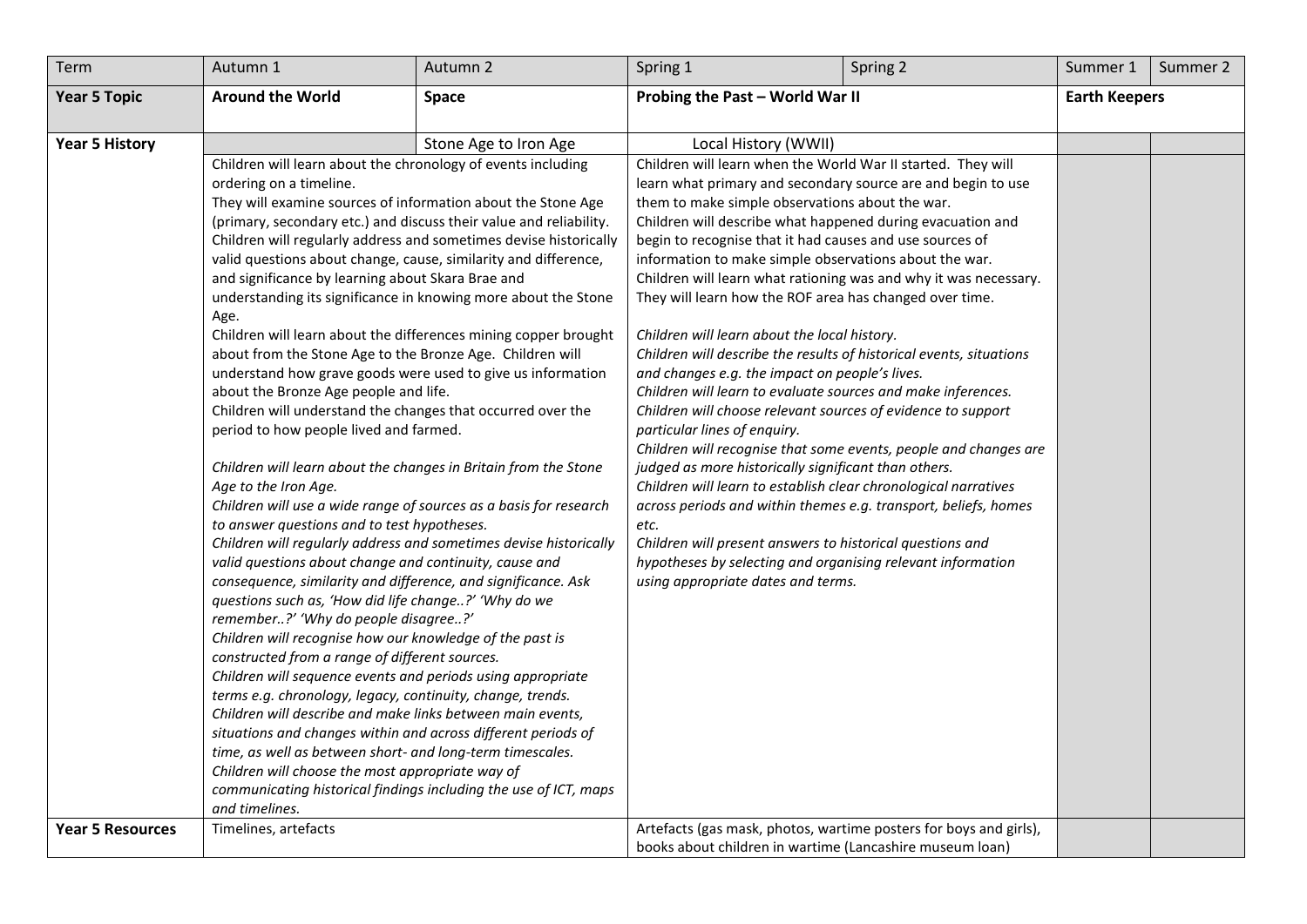| Term | Autumn 1 | Autumn 2 | Spring 1 | Spring 2 | Summer 1 | Summer 2 |
|---|---|---|---|---|---|---|
| **Year 5 Topic** | **Around the World** | **Space** | **Probing the Past – World War II** | | **Earth Keepers** | |
| **Year 5 History** | | Stone Age to Iron Age | Local History (WWII) | | | |
| | Children will learn about the chronology of events including ordering on a timeline.<br>They will examine sources of information about the Stone Age (primary, secondary etc.) and discuss their value and reliability.<br>Children will regularly address and sometimes devise historically valid questions about change, cause, similarity and difference, and significance by learning about Skara Brae and understanding its significance in knowing more about the Stone Age.<br>Children will learn about the differences mining copper brought about from the Stone Age to the Bronze Age. Children will understand how grave goods were used to give us information about the Bronze Age people and life.<br>Children will understand the changes that occurred over the period to how people lived and farmed.<br><br>*Children will learn about the changes in Britain from the Stone Age to the Iron Age.*<br>*Children will use a wide range of sources as a basis for research to answer questions and to test hypotheses.*<br>*Children will regularly address and sometimes devise historically valid questions about change and continuity, cause and consequence, similarity and difference, and significance. Ask questions such as, 'How did life change..?' 'Why do we remember..?' 'Why do people disagree..?'*<br>*Children will recognise how our knowledge of the past is constructed from a range of different sources.*<br>*Children will sequence events and periods using appropriate terms e.g. chronology, legacy, continuity, change, trends.*<br>*Children will describe and make links between main events, situations and changes within and across different periods of time, as well as between short- and long-term timescales.*<br>*Children will choose the most appropriate way of communicating historical findings including the use of ICT, maps and timelines.* | | Children will learn when the World War II started. They will learn what primary and secondary source are and begin to use them to make simple observations about the war.<br>Children will describe what happened during evacuation and begin to recognise that it had causes and use sources of information to make simple observations about the war.<br>Children will learn what rationing was and why it was necessary.<br>They will learn how the ROF area has changed over time.<br><br>*Children will learn about the local history.*<br>*Children will describe the results of historical events, situations and changes e.g. the impact on people's lives.*<br>*Children will learn to evaluate sources and make inferences.*<br>*Children will choose relevant sources of evidence to support particular lines of enquiry.*<br>*Children will recognise that some events, people and changes are judged as more historically significant than others.*<br>*Children will learn to establish clear chronological narratives across periods and within themes e.g. transport, beliefs, homes etc.*<br>*Children will present answers to historical questions and hypotheses by selecting and organising relevant information using appropriate dates and terms.* | | | |
| **Year 5 Resources** | Timelines, artefacts | | Artefacts (gas mask, photos, wartime posters for boys and girls), books about children in wartime (Lancashire museum loan) | | | |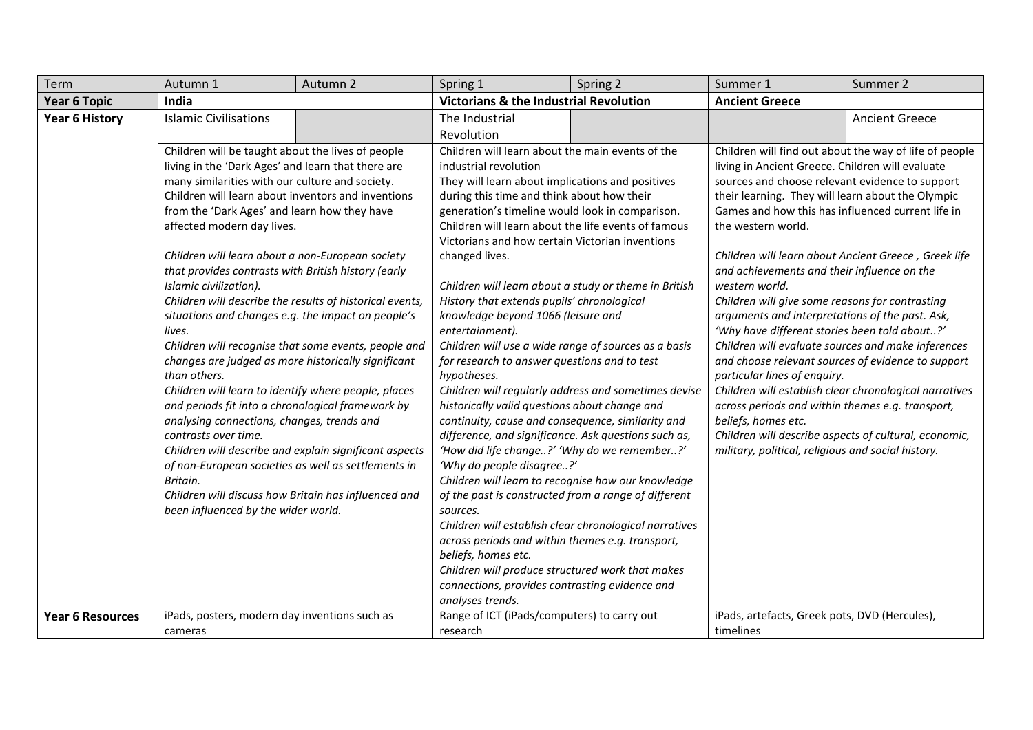| Term | Autumn 1 | Autumn 2 | Spring 1 | Spring 2 | Summer 1 | Summer 2 |
|---|---|---|---|---|---|---|
| **Year 6 Topic** | **India** | | **Victorians & the Industrial Revolution** | | **Ancient Greece** | |
| **Year 6 History** | Islamic Civilisations | | The Industrial Revolution | | | Ancient Greece |
| | Children will be taught about the lives of people living in the 'Dark Ages' and learn that there are many similarities with our culture and society. Children will learn about inventors and inventions from the 'Dark Ages' and learn how they have affected modern day lives.<br><br>*Children will learn about a non-European society that provides contrasts with British history (early Islamic civilization).*<br>*Children will describe the results of historical events, situations and changes e.g. the impact on people's lives.*<br>*Children will recognise that some events, people and changes are judged as more historically significant than others.*<br>*Children will learn to identify where people, places and periods fit into a chronological framework by analysing connections, changes, trends and contrasts over time.*<br>*Children will describe and explain significant aspects of non-European societies as well as settlements in Britain.*<br>*Children will discuss how Britain has influenced and been influenced by the wider world.* | | Children will learn about the main events of the industrial revolution<br>They will learn about implications and positives during this time and think about how their generation's timeline would look in comparison.<br>Children will learn about the life events of famous Victorians and how certain Victorian inventions changed lives.<br><br>*Children will learn about a study or theme in British History that extends pupils' chronological knowledge beyond 1066 (leisure and entertainment).*<br>*Children will use a wide range of sources as a basis for research to answer questions and to test hypotheses.*<br>*Children will regularly address and sometimes devise historically valid questions about change and continuity, cause and consequence, similarity and difference, and significance. Ask questions such as, 'How did life change..?' 'Why do we remember..?' 'Why do people disagree...?'*<br>*Children will learn to recognise how our knowledge of the past is constructed from a range of different sources.*<br>*Children will establish clear chronological narratives across periods and within themes e.g. transport, beliefs, homes etc.*<br>*Children will produce structured work that makes connections, provides contrasting evidence and analyses trends.* | | Children will find out about the way of life of people living in Ancient Greece. Children will evaluate sources and choose relevant evidence to support their learning. They will learn about the Olympic Games and how this has influenced current life in the western world.<br><br>*Children will learn about Ancient Greece , Greek life and achievements and their influence on the western world.*<br>*Children will give some reasons for contrasting arguments and interpretations of the past. Ask, 'Why have different stories been told about..?'*<br>*Children will evaluate sources and make inferences and choose relevant sources of evidence to support particular lines of enquiry.*<br>*Children will establish clear chronological narratives across periods and within themes e.g. transport, beliefs, homes etc.*<br>*Children will describe aspects of cultural, economic, military, political, religious and social history.* | |
| **Year 6 Resources** | iPads, posters, modern day inventions such as cameras | | Range of ICT (iPads/computers) to carry out research | | iPads, artefacts, Greek pots, DVD (Hercules), timelines | |